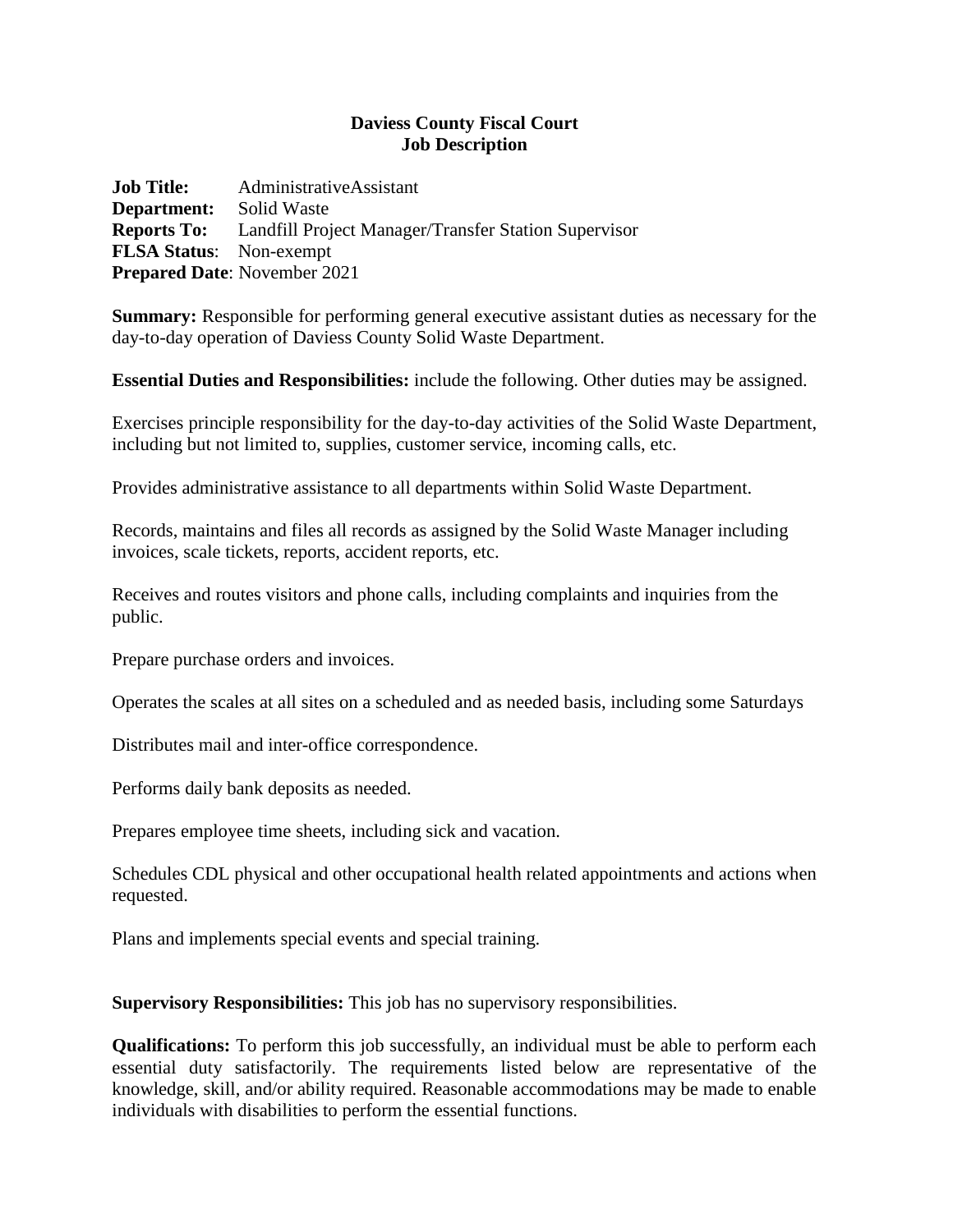**Daviess County Fiscal Court**
**Job Description**

**Job Title:** AdministrativeAssistant
**Department:** Solid Waste
**Reports To:** Landfill Project Manager/Transfer Station Supervisor
**FLSA Status**: Non-exempt
**Prepared Date**: November 2021

**Summary:** Responsible for performing general executive assistant duties as necessary for the day-to-day operation of Daviess County Solid Waste Department.

**Essential Duties and Responsibilities:** include the following. Other duties may be assigned.

Exercises principle responsibility for the day-to-day activities of the Solid Waste Department, including but not limited to, supplies, customer service, incoming calls, etc.

Provides administrative assistance to all departments within Solid Waste Department.

Records, maintains and files all records as assigned by the Solid Waste Manager including invoices, scale tickets, reports, accident reports, etc.

Receives and routes visitors and phone calls, including complaints and inquiries from the public.

Prepare purchase orders and invoices.

Operates the scales at all sites on a scheduled and as needed basis, including some Saturdays

Distributes mail and inter-office correspondence.

Performs daily bank deposits as needed.

Prepares employee time sheets, including sick and vacation.

Schedules CDL physical and other occupational health related appointments and actions when requested.

Plans and implements special events and special training.

**Supervisory Responsibilities:** This job has no supervisory responsibilities.

**Qualifications:** To perform this job successfully, an individual must be able to perform each essential duty satisfactorily. The requirements listed below are representative of the knowledge, skill, and/or ability required. Reasonable accommodations may be made to enable individuals with disabilities to perform the essential functions.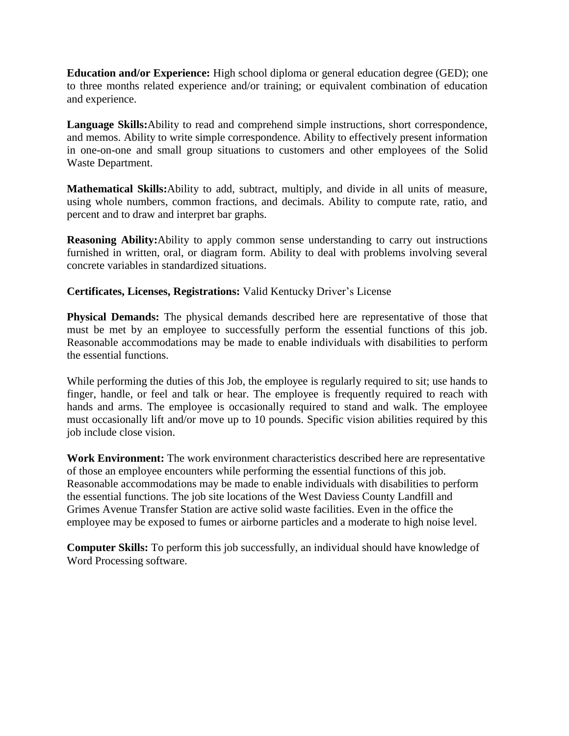**Education and/or Experience:** High school diploma or general education degree (GED); one to three months related experience and/or training; or equivalent combination of education and experience.

**Language Skills:**Ability to read and comprehend simple instructions, short correspondence, and memos. Ability to write simple correspondence. Ability to effectively present information in one-on-one and small group situations to customers and other employees of the Solid Waste Department.

**Mathematical Skills:**Ability to add, subtract, multiply, and divide in all units of measure, using whole numbers, common fractions, and decimals. Ability to compute rate, ratio, and percent and to draw and interpret bar graphs.

**Reasoning Ability:**Ability to apply common sense understanding to carry out instructions furnished in written, oral, or diagram form. Ability to deal with problems involving several concrete variables in standardized situations.

**Certificates, Licenses, Registrations:** Valid Kentucky Driver's License

**Physical Demands:** The physical demands described here are representative of those that must be met by an employee to successfully perform the essential functions of this job. Reasonable accommodations may be made to enable individuals with disabilities to perform the essential functions.

While performing the duties of this Job, the employee is regularly required to sit; use hands to finger, handle, or feel and talk or hear. The employee is frequently required to reach with hands and arms. The employee is occasionally required to stand and walk. The employee must occasionally lift and/or move up to 10 pounds. Specific vision abilities required by this job include close vision.

**Work Environment:** The work environment characteristics described here are representative of those an employee encounters while performing the essential functions of this job. Reasonable accommodations may be made to enable individuals with disabilities to perform the essential functions. The job site locations of the West Daviess County Landfill and Grimes Avenue Transfer Station are active solid waste facilities. Even in the office the employee may be exposed to fumes or airborne particles and a moderate to high noise level.

**Computer Skills:** To perform this job successfully, an individual should have knowledge of Word Processing software.